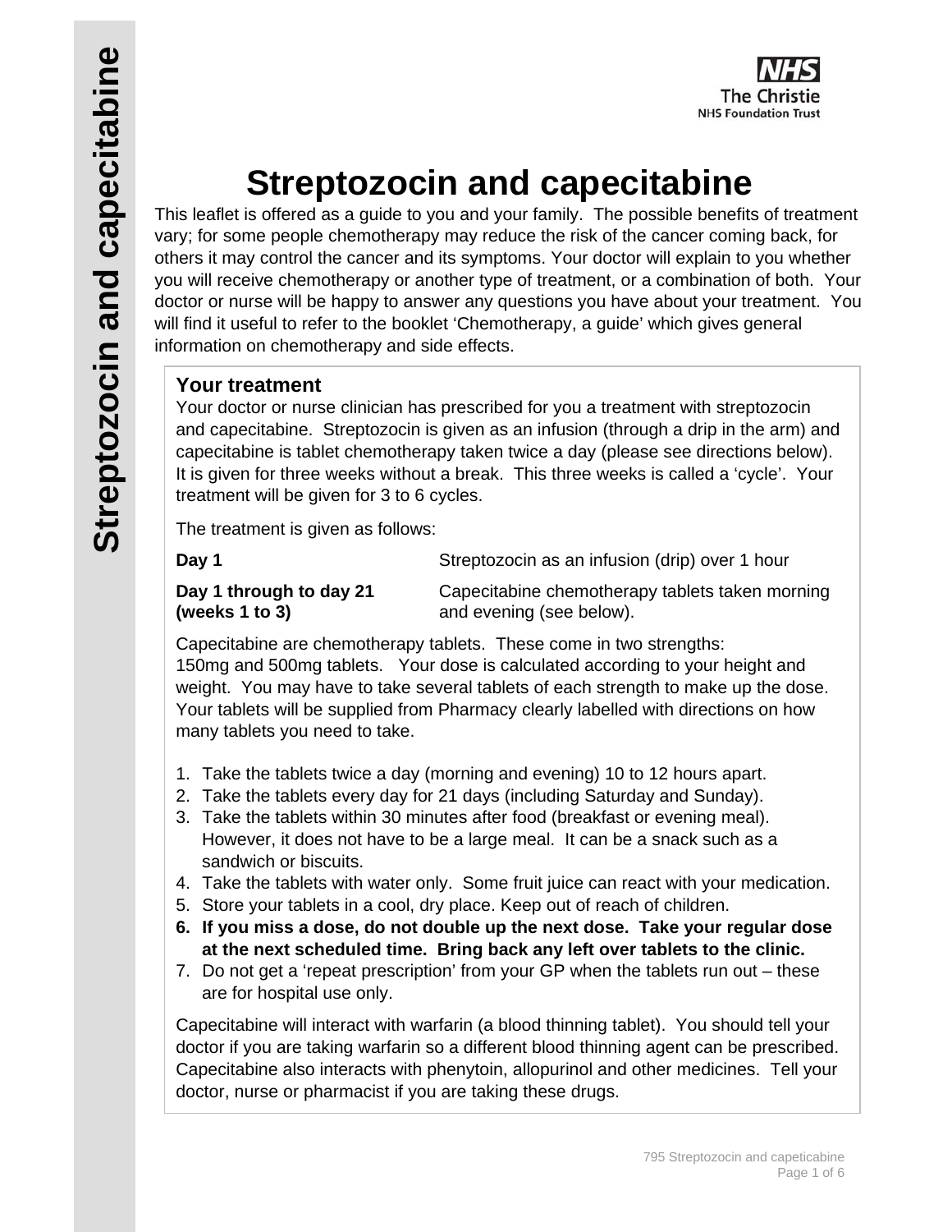# Streptozocin and capecitabine

This leaflet is offered as a guide to you and your family. The possible benefits of treatment vary; for some people chemotherapy may reduce the risk of the cancer coming back, for others it may control the cancer and its symptoms. Your doctor will explain to you whether you will receive chemotherapy or another type of treatment, or a combination of both. Your doctor or nurse will be happy to answer any questions you have about your treatment. You will find it useful to refer to the booklet 'Chemotherapy, a guide' which gives general information on chemotherapy and side effects.

## Your treatment

Your doctor or nurse clinician has prescribed for you a treatment with streptozocin and capecitabine. Streptozocin is given as an infusion (through a drip in the arm) and capecitabine is tablet chemotherapy taken twice a day (please see directions below). It is given for three weeks without a break. This three weeks is called a 'cycle'. Your treatment will be given for 3 to 6 cycles.

The treatment is given as follows:

| | |
|---|---|
| **Day 1** | Streptozocin as an infusion (drip) over 1 hour |
| **Day 1 through to day 21 (weeks 1 to 3)** | Capecitabine chemotherapy tablets taken morning and evening (see below). |

Capecitabine are chemotherapy tablets. These come in two strengths: 150mg and 500mg tablets. Your dose is calculated according to your height and weight. You may have to take several tablets of each strength to make up the dose. Your tablets will be supplied from Pharmacy clearly labelled with directions on how many tablets you need to take.

1. Take the tablets twice a day (morning and evening) 10 to 12 hours apart.
2. Take the tablets every day for 21 days (including Saturday and Sunday).
3. Take the tablets within 30 minutes after food (breakfast or evening meal). However, it does not have to be a large meal. It can be a snack such as a sandwich or biscuits.
4. Take the tablets with water only. Some fruit juice can react with your medication.
5. Store your tablets in a cool, dry place. Keep out of reach of children.
6. **If you miss a dose, do not double up the next dose. Take your regular dose at the next scheduled time. Bring back any left over tablets to the clinic.**
7. Do not get a 'repeat prescription' from your GP when the tablets run out – these are for hospital use only.

Capecitabine will interact with warfarin (a blood thinning tablet). You should tell your doctor if you are taking warfarin so a different blood thinning agent can be prescribed. Capecitabine also interacts with phenytoin, allopurinol and other medicines. Tell your doctor, nurse or pharmacist if you are taking these drugs.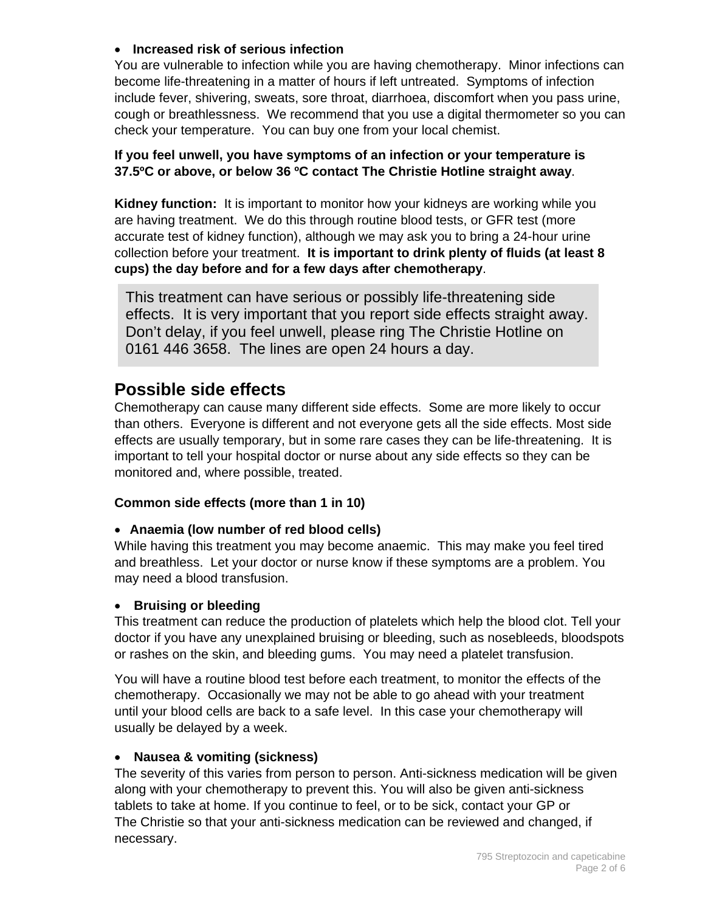- **Increased risk of serious infection**

You are vulnerable to infection while you are having chemotherapy. Minor infections can become life-threatening in a matter of hours if left untreated. Symptoms of infection include fever, shivering, sweats, sore throat, diarrhoea, discomfort when you pass urine, cough or breathlessness. We recommend that you use a digital thermometer so you can check your temperature. You can buy one from your local chemist.

**If you feel unwell, you have symptoms of an infection or your temperature is 37.5ºC or above, or below 36 ºC contact The Christie Hotline straight away**.

**Kidney function:** It is important to monitor how your kidneys are working while you are having treatment. We do this through routine blood tests, or GFR test (more accurate test of kidney function), although we may ask you to bring a 24-hour urine collection before your treatment. **It is important to drink plenty of fluids (at least 8 cups) the day before and for a few days after chemotherapy**.

This treatment can have serious or possibly life-threatening side effects. It is very important that you report side effects straight away. Don't delay, if you feel unwell, please ring The Christie Hotline on 0161 446 3658. The lines are open 24 hours a day.

## Possible side effects

Chemotherapy can cause many different side effects. Some are more likely to occur than others. Everyone is different and not everyone gets all the side effects. Most side effects are usually temporary, but in some rare cases they can be life-threatening. It is important to tell your hospital doctor or nurse about any side effects so they can be monitored and, where possible, treated.

**Common side effects (more than 1 in 10)**

- **Anaemia (low number of red blood cells)**

While having this treatment you may become anaemic. This may make you feel tired and breathless. Let your doctor or nurse know if these symptoms are a problem. You may need a blood transfusion.

- **Bruising or bleeding**

This treatment can reduce the production of platelets which help the blood clot. Tell your doctor if you have any unexplained bruising or bleeding, such as nosebleeds, bloodspots or rashes on the skin, and bleeding gums. You may need a platelet transfusion.

You will have a routine blood test before each treatment, to monitor the effects of the chemotherapy. Occasionally we may not be able to go ahead with your treatment until your blood cells are back to a safe level. In this case your chemotherapy will usually be delayed by a week.

- **Nausea & vomiting (sickness)**

The severity of this varies from person to person. Anti-sickness medication will be given along with your chemotherapy to prevent this. You will also be given anti-sickness tablets to take at home. If you continue to feel, or to be sick, contact your GP or The Christie so that your anti-sickness medication can be reviewed and changed, if necessary.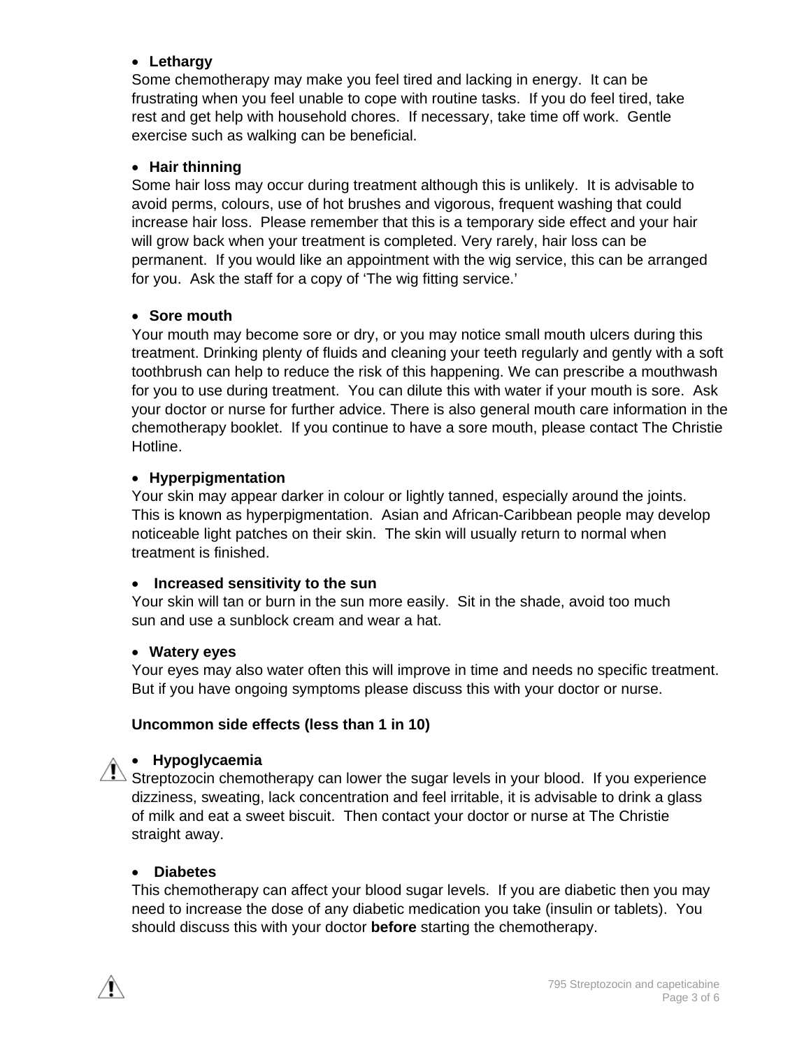- **Lethargy**

Some chemotherapy may make you feel tired and lacking in energy. It can be frustrating when you feel unable to cope with routine tasks. If you do feel tired, take rest and get help with household chores. If necessary, take time off work. Gentle exercise such as walking can be beneficial.

- **Hair thinning**

Some hair loss may occur during treatment although this is unlikely. It is advisable to avoid perms, colours, use of hot brushes and vigorous, frequent washing that could increase hair loss. Please remember that this is a temporary side effect and your hair will grow back when your treatment is completed. Very rarely, hair loss can be permanent. If you would like an appointment with the wig service, this can be arranged for you. Ask the staff for a copy of 'The wig fitting service.'

- **Sore mouth**

Your mouth may become sore or dry, or you may notice small mouth ulcers during this treatment. Drinking plenty of fluids and cleaning your teeth regularly and gently with a soft toothbrush can help to reduce the risk of this happening. We can prescribe a mouthwash for you to use during treatment. You can dilute this with water if your mouth is sore. Ask your doctor or nurse for further advice. There is also general mouth care information in the chemotherapy booklet. If you continue to have a sore mouth, please contact The Christie Hotline.

- **Hyperpigmentation**

Your skin may appear darker in colour or lightly tanned, especially around the joints. This is known as hyperpigmentation. Asian and African-Caribbean people may develop noticeable light patches on their skin. The skin will usually return to normal when treatment is finished.

- **Increased sensitivity to the sun**

Your skin will tan or burn in the sun more easily. Sit in the shade, avoid too much sun and use a sunblock cream and wear a hat.

- **Watery eyes**

Your eyes may also water often this will improve in time and needs no specific treatment. But if you have ongoing symptoms please discuss this with your doctor or nurse.

**Uncommon side effects (less than 1 in 10)**

- ⚠ **Hypoglycaemia**

Streptozocin chemotherapy can lower the sugar levels in your blood. If you experience dizziness, sweating, lack concentration and feel irritable, it is advisable to drink a glass of milk and eat a sweet biscuit. Then contact your doctor or nurse at The Christie straight away.

- **Diabetes**

This chemotherapy can affect your blood sugar levels. If you are diabetic then you may need to increase the dose of any diabetic medication you take (insulin or tablets). You should discuss this with your doctor **before** starting the chemotherapy.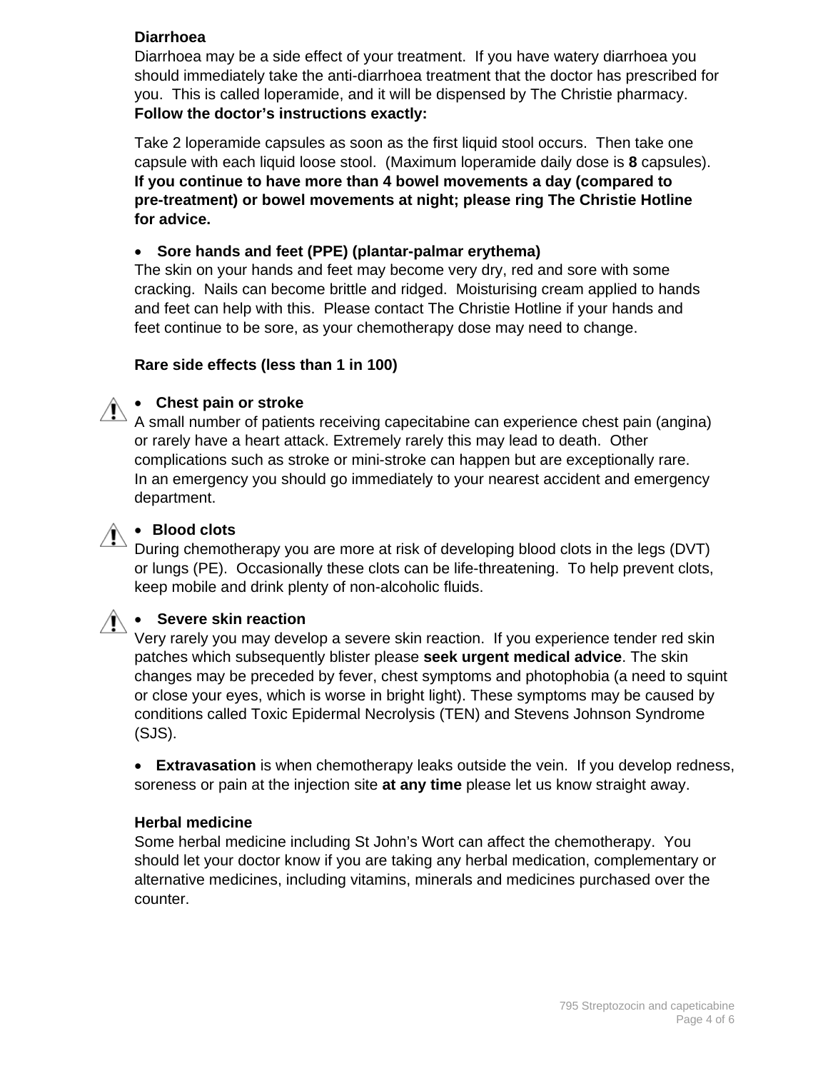**Diarrhoea**

Diarrhoea may be a side effect of your treatment. If you have watery diarrhoea you should immediately take the anti-diarrhoea treatment that the doctor has prescribed for you. This is called loperamide, and it will be dispensed by The Christie pharmacy. **Follow the doctor's instructions exactly:**

Take 2 loperamide capsules as soon as the first liquid stool occurs. Then take one capsule with each liquid loose stool. (Maximum loperamide daily dose is **8** capsules). **If you continue to have more than 4 bowel movements a day (compared to pre-treatment) or bowel movements at night; please ring The Christie Hotline for advice.**

- **Sore hands and feet (PPE) (plantar-palmar erythema)**

The skin on your hands and feet may become very dry, red and sore with some cracking. Nails can become brittle and ridged. Moisturising cream applied to hands and feet can help with this. Please contact The Christie Hotline if your hands and feet continue to be sore, as your chemotherapy dose may need to change.

**Rare side effects (less than 1 in 100)**

- **Chest pain or stroke**

A small number of patients receiving capecitabine can experience chest pain (angina) or rarely have a heart attack. Extremely rarely this may lead to death. Other complications such as stroke or mini-stroke can happen but are exceptionally rare. In an emergency you should go immediately to your nearest accident and emergency department.

- **Blood clots**

During chemotherapy you are more at risk of developing blood clots in the legs (DVT) or lungs (PE). Occasionally these clots can be life-threatening. To help prevent clots, keep mobile and drink plenty of non-alcoholic fluids.

- **Severe skin reaction**

Very rarely you may develop a severe skin reaction. If you experience tender red skin patches which subsequently blister please **seek urgent medical advice**. The skin changes may be preceded by fever, chest symptoms and photophobia (a need to squint or close your eyes, which is worse in bright light). These symptoms may be caused by conditions called Toxic Epidermal Necrolysis (TEN) and Stevens Johnson Syndrome (SJS).

- **Extravasation** is when chemotherapy leaks outside the vein. If you develop redness, soreness or pain at the injection site **at any time** please let us know straight away.

**Herbal medicine**

Some herbal medicine including St John's Wort can affect the chemotherapy. You should let your doctor know if you are taking any herbal medication, complementary or alternative medicines, including vitamins, minerals and medicines purchased over the counter.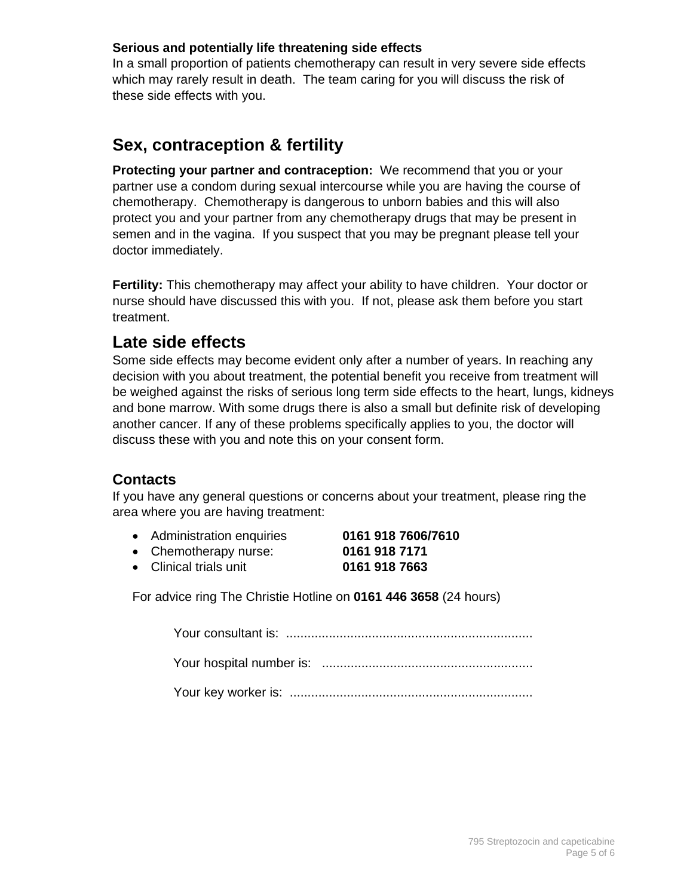**Serious and potentially life threatening side effects**
In a small proportion of patients chemotherapy can result in very severe side effects which may rarely result in death. The team caring for you will discuss the risk of these side effects with you.

## Sex, contraception & fertility

**Protecting your partner and contraception:** We recommend that you or your partner use a condom during sexual intercourse while you are having the course of chemotherapy. Chemotherapy is dangerous to unborn babies and this will also protect you and your partner from any chemotherapy drugs that may be present in semen and in the vagina. If you suspect that you may be pregnant please tell your doctor immediately.

**Fertility:** This chemotherapy may affect your ability to have children. Your doctor or nurse should have discussed this with you. If not, please ask them before you start treatment.

## Late side effects

Some side effects may become evident only after a number of years. In reaching any decision with you about treatment, the potential benefit you receive from treatment will be weighed against the risks of serious long term side effects to the heart, lungs, kidneys and bone marrow. With some drugs there is also a small but definite risk of developing another cancer. If any of these problems specifically applies to you, the doctor will discuss these with you and note this on your consent form.

### Contacts

If you have any general questions or concerns about your treatment, please ring the area where you are having treatment:

- Administration enquiries **0161 918 7606/7610**
- Chemotherapy nurse: **0161 918 7171**
- Clinical trials unit **0161 918 7663**

For advice ring The Christie Hotline on **0161 446 3658** (24 hours)

Your consultant is: ....................................................................

Your hospital number is: ..........................................................

Your key worker is: ...................................................................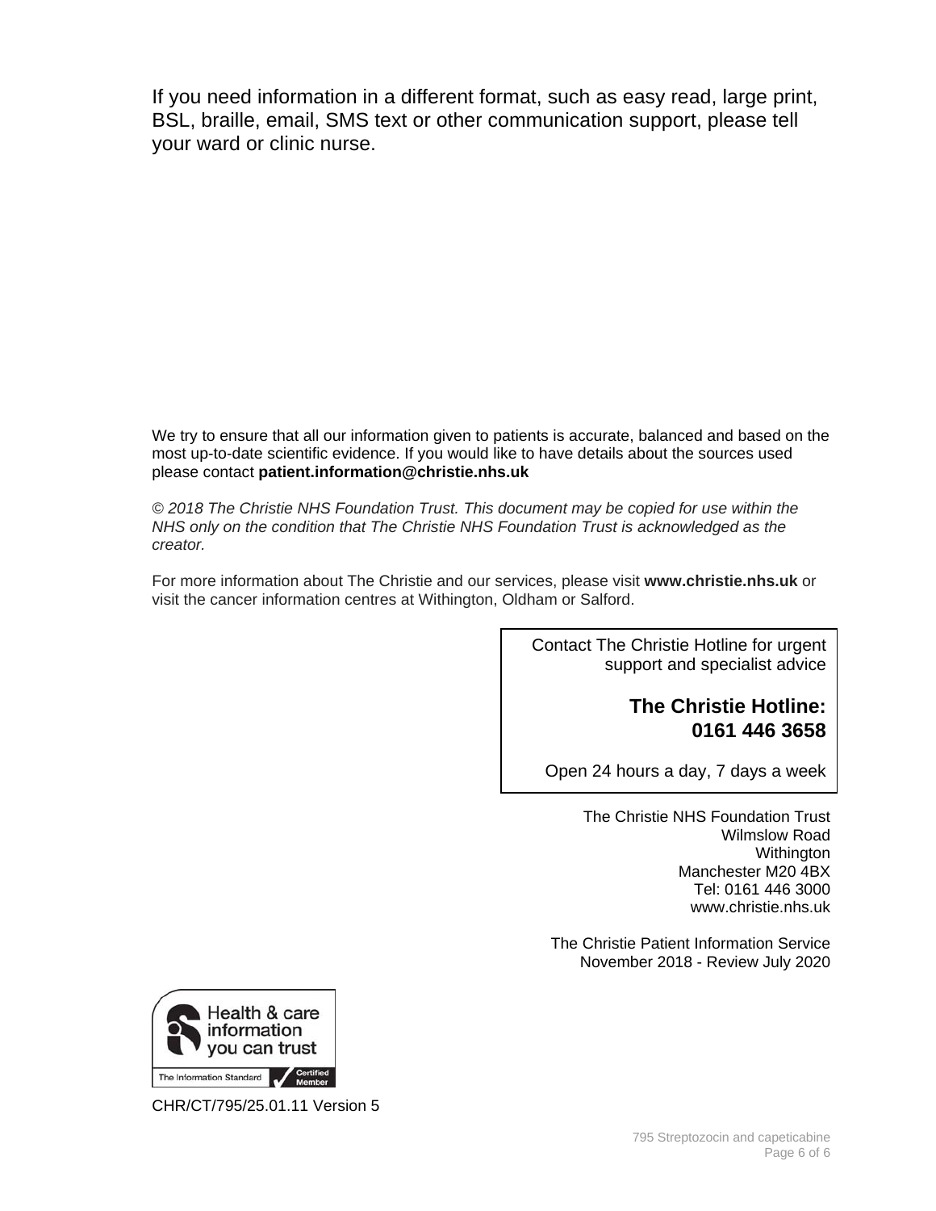If you need information in a different format, such as easy read, large print, BSL, braille, email, SMS text or other communication support, please tell your ward or clinic nurse.

We try to ensure that all our information given to patients is accurate, balanced and based on the most up-to-date scientific evidence. If you would like to have details about the sources used please contact **patient.information@christie.nhs.uk**

*© 2018 The Christie NHS Foundation Trust. This document may be copied for use within the NHS only on the condition that The Christie NHS Foundation Trust is acknowledged as the creator.*

For more information about The Christie and our services, please visit **www.christie.nhs.uk** or visit the cancer information centres at Withington, Oldham or Salford.

Contact The Christie Hotline for urgent support and specialist advice

**The Christie Hotline: 0161 446 3658**

Open 24 hours a day, 7 days a week

The Christie NHS Foundation Trust
Wilmslow Road
Withington
Manchester M20 4BX
Tel: 0161 446 3000
www.christie.nhs.uk

The Christie Patient Information Service
November 2018 - Review July 2020

Health & care information you can trust
The Information Standard Certified Member

CHR/CT/795/25.01.11 Version 5